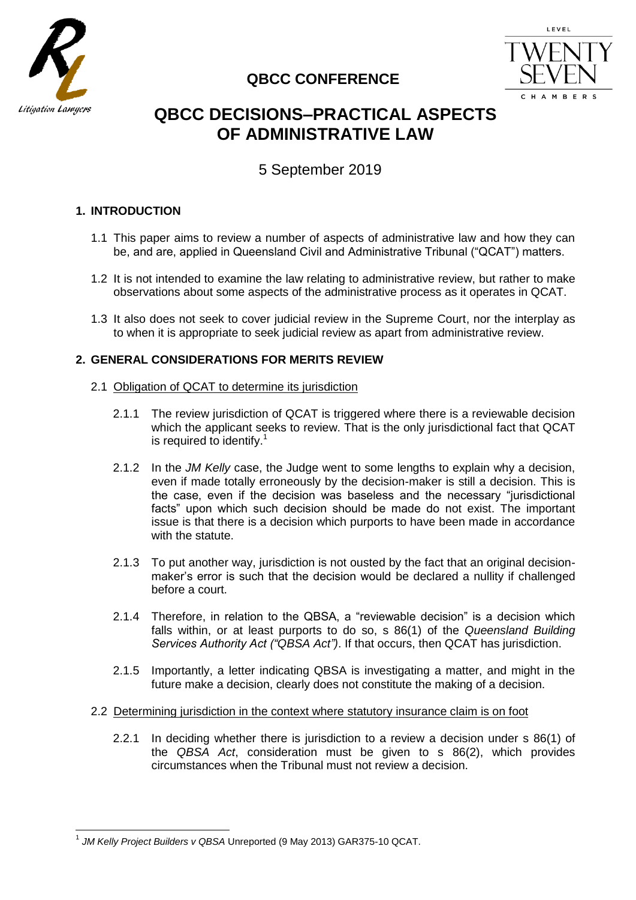## QBCC CONFERENCE

# QBCC DECISIONS–PRACTICAL ASPECTS OF ADMINISTRATIVE LAW

5 September 2019

## 1. INTRODUCTION

1.1 This paper aims to review a number of aspects of administrative law and how they can be, and are, applied in Queensland Civil and Administrative Tribunal ("QCAT") matters.

1.2 It is not intended to examine the law relating to administrative review, but rather to make observations about some aspects of the administrative process as it operates in QCAT.

1.3 It also does not seek to cover judicial review in the Supreme Court, nor the interplay as to when it is appropriate to seek judicial review as apart from administrative review.

## 2. GENERAL CONSIDERATIONS FOR MERITS REVIEW

2.1 Obligation of QCAT to determine its jurisdiction

2.1.1 The review jurisdiction of QCAT is triggered where there is a reviewable decision which the applicant seeks to review. That is the only jurisdictional fact that QCAT is required to identify.[1]

2.1.2 In the *JM Kelly* case, the Judge went to some lengths to explain why a decision, even if made totally erroneously by the decision-maker is still a decision. This is the case, even if the decision was baseless and the necessary "jurisdictional facts" upon which such decision should be made do not exist. The important issue is that there is a decision which purports to have been made in accordance with the statute.

2.1.3 To put another way, jurisdiction is not ousted by the fact that an original decision-maker's error is such that the decision would be declared a nullity if challenged before a court.

2.1.4 Therefore, in relation to the QBSA, a "reviewable decision" is a decision which falls within, or at least purports to do so, s 86(1) of the *Queensland Building Services Authority Act ("QBSA Act")*. If that occurs, then QCAT has jurisdiction.

2.1.5 Importantly, a letter indicating QBSA is investigating a matter, and might in the future make a decision, clearly does not constitute the making of a decision.

2.2 Determining jurisdiction in the context where statutory insurance claim is on foot

2.2.1 In deciding whether there is jurisdiction to a review a decision under s 86(1) of the *QBSA Act*, consideration must be given to s 86(2), which provides circumstances when the Tribunal must not review a decision.

---

[1] *JM Kelly Project Builders v QBSA* Unreported (9 May 2013) GAR375-10 QCAT.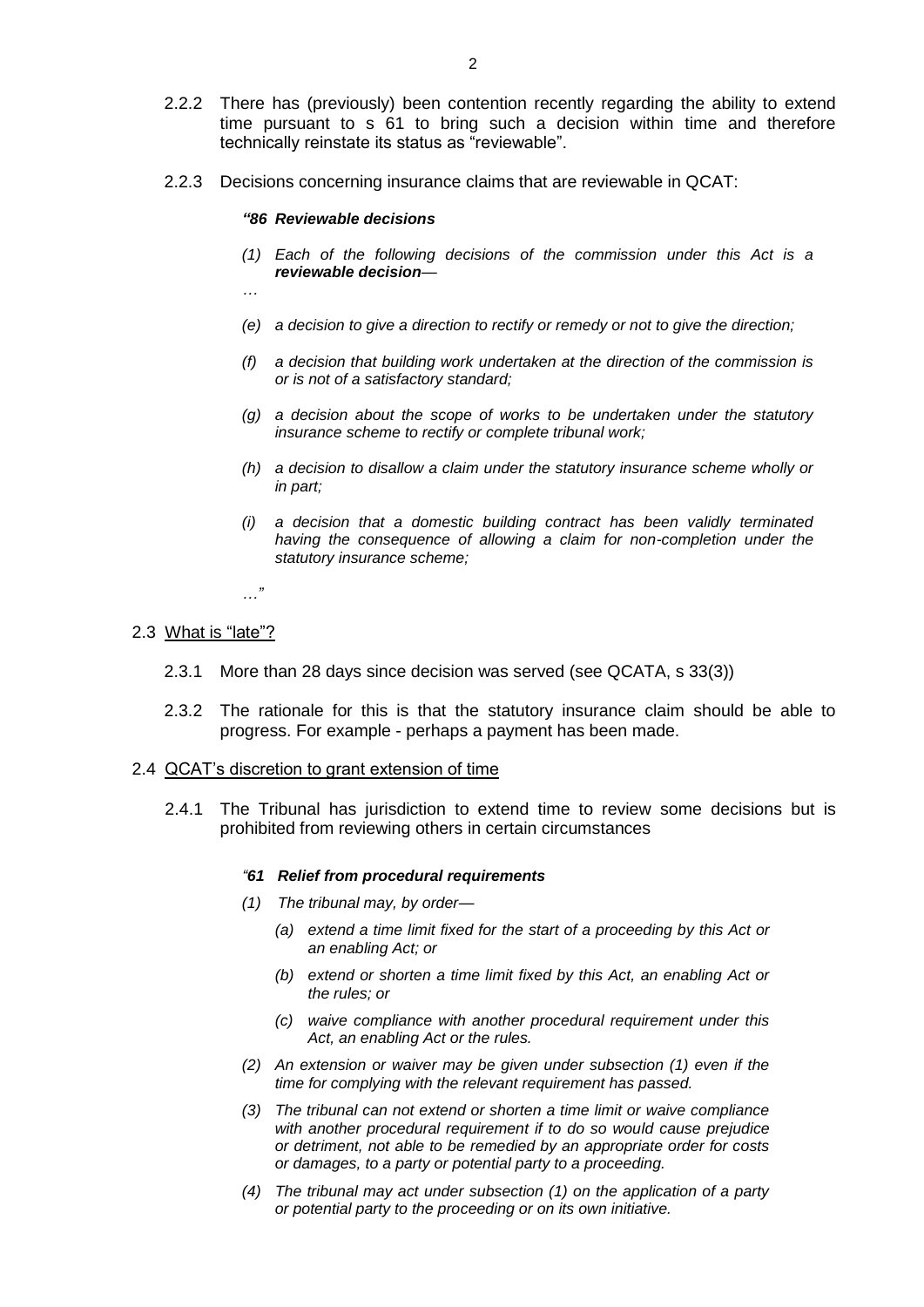2.2.2 There has (previously) been contention recently regarding the ability to extend time pursuant to s 61 to bring such a decision within time and therefore technically reinstate its status as "reviewable".

2.2.3 Decisions concerning insurance claims that are reviewable in QCAT:

> ***"86 Reviewable decisions***
>
> *(1) Each of the following decisions of the commission under this Act is a **reviewable decision**—*
>
> *…*
>
> *(e) a decision to give a direction to rectify or remedy or not to give the direction;*
>
> *(f) a decision that building work undertaken at the direction of the commission is or is not of a satisfactory standard;*
>
> *(g) a decision about the scope of works to be undertaken under the statutory insurance scheme to rectify or complete tribunal work;*
>
> *(h) a decision to disallow a claim under the statutory insurance scheme wholly or in part;*
>
> *(i) a decision that a domestic building contract has been validly terminated having the consequence of allowing a claim for non-completion under the statutory insurance scheme;*
>
> *…"*

2.3 <u>What is "late"?</u>

2.3.1 More than 28 days since decision was served (see QCATA, s 33(3))

2.3.2 The rationale for this is that the statutory insurance claim should be able to progress. For example - perhaps a payment has been made.

2.4 <u>QCAT's discretion to grant extension of time</u>

2.4.1 The Tribunal has jurisdiction to extend time to review some decisions but is prohibited from reviewing others in certain circumstances

> ***"61 Relief from procedural requirements***
>
> *(1) The tribunal may, by order—*
>
> *(a) extend a time limit fixed for the start of a proceeding by this Act or an enabling Act; or*
>
> *(b) extend or shorten a time limit fixed by this Act, an enabling Act or the rules; or*
>
> *(c) waive compliance with another procedural requirement under this Act, an enabling Act or the rules.*
>
> *(2) An extension or waiver may be given under subsection (1) even if the time for complying with the relevant requirement has passed.*
>
> *(3) The tribunal can not extend or shorten a time limit or waive compliance with another procedural requirement if to do so would cause prejudice or detriment, not able to be remedied by an appropriate order for costs or damages, to a party or potential party to a proceeding.*
>
> *(4) The tribunal may act under subsection (1) on the application of a party or potential party to the proceeding or on its own initiative.*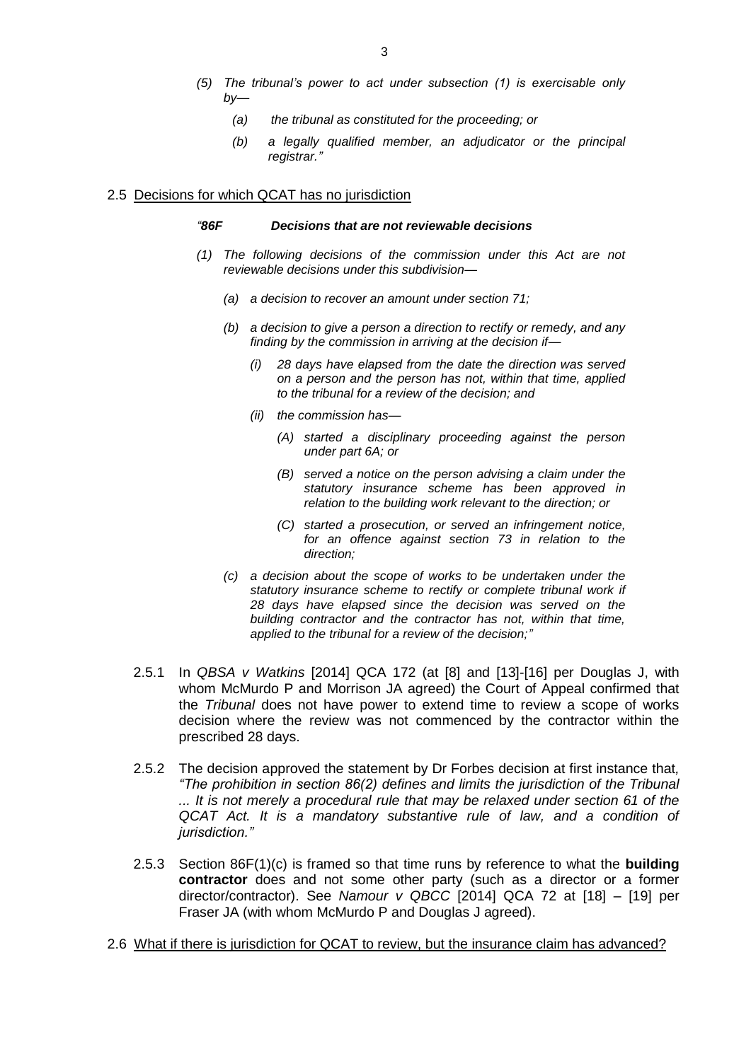*(5) The tribunal's power to act under subsection (1) is exercisable only by—*

*(a) the tribunal as constituted for the proceeding; or*

*(b) a legally qualified member, an adjudicator or the principal registrar."*

2.5 Decisions for which QCAT has no jurisdiction

*"**86F Decisions that are not reviewable decisions***

*(1) The following decisions of the commission under this Act are not reviewable decisions under this subdivision—*

*(a) a decision to recover an amount under section 71;*

*(b) a decision to give a person a direction to rectify or remedy, and any finding by the commission in arriving at the decision if—*

*(i) 28 days have elapsed from the date the direction was served on a person and the person has not, within that time, applied to the tribunal for a review of the decision; and*

*(ii) the commission has—*

*(A) started a disciplinary proceeding against the person under part 6A; or*

*(B) served a notice on the person advising a claim under the statutory insurance scheme has been approved in relation to the building work relevant to the direction; or*

*(C) started a prosecution, or served an infringement notice, for an offence against section 73 in relation to the direction;*

*(c) a decision about the scope of works to be undertaken under the statutory insurance scheme to rectify or complete tribunal work if 28 days have elapsed since the decision was served on the building contractor and the contractor has not, within that time, applied to the tribunal for a review of the decision;"*

2.5.1 In *QBSA v Watkins* [2014] QCA 172 (at [8] and [13]-[16] per Douglas J, with whom McMurdo P and Morrison JA agreed) the Court of Appeal confirmed that the *Tribunal* does not have power to extend time to review a scope of works decision where the review was not commenced by the contractor within the prescribed 28 days.

2.5.2 The decision approved the statement by Dr Forbes decision at first instance that, *"The prohibition in section 86(2) defines and limits the jurisdiction of the Tribunal ... It is not merely a procedural rule that may be relaxed under section 61 of the QCAT Act. It is a mandatory substantive rule of law, and a condition of jurisdiction."*

2.5.3 Section 86F(1)(c) is framed so that time runs by reference to what the **building contractor** does and not some other party (such as a director or a former director/contractor). See *Namour v QBCC* [2014] QCA 72 at [18] – [19] per Fraser JA (with whom McMurdo P and Douglas J agreed).

2.6 What if there is jurisdiction for QCAT to review, but the insurance claim has advanced?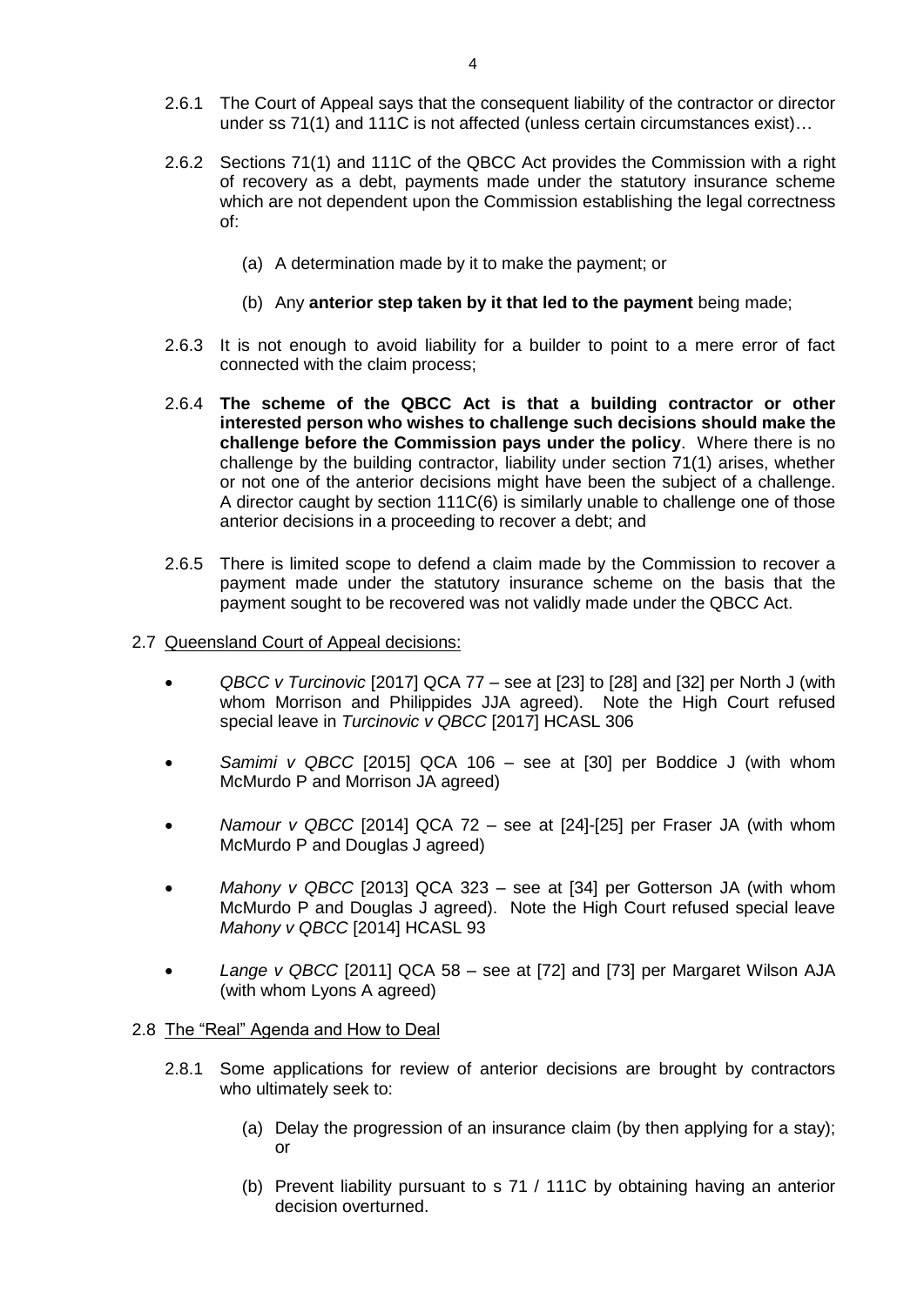2.6.1 The Court of Appeal says that the consequent liability of the contractor or director under ss 71(1) and 111C is not affected (unless certain circumstances exist)…

2.6.2 Sections 71(1) and 111C of the QBCC Act provides the Commission with a right of recovery as a debt, payments made under the statutory insurance scheme which are not dependent upon the Commission establishing the legal correctness of:

(a) A determination made by it to make the payment; or

(b) Any **anterior step taken by it that led to the payment** being made;

2.6.3 It is not enough to avoid liability for a builder to point to a mere error of fact connected with the claim process;

2.6.4 **The scheme of the QBCC Act is that a building contractor or other interested person who wishes to challenge such decisions should make the challenge before the Commission pays under the policy**. Where there is no challenge by the building contractor, liability under section 71(1) arises, whether or not one of the anterior decisions might have been the subject of a challenge. A director caught by section 111C(6) is similarly unable to challenge one of those anterior decisions in a proceeding to recover a debt; and

2.6.5 There is limited scope to defend a claim made by the Commission to recover a payment made under the statutory insurance scheme on the basis that the payment sought to be recovered was not validly made under the QBCC Act.

2.7 Queensland Court of Appeal decisions:

- *QBCC v Turcinovic* [2017] QCA 77 – see at [23] to [28] and [32] per North J (with whom Morrison and Philippides JJA agreed). Note the High Court refused special leave in *Turcinovic v QBCC* [2017] HCASL 306

- *Samimi v QBCC* [2015] QCA 106 – see at [30] per Boddice J (with whom McMurdo P and Morrison JA agreed)

- *Namour v QBCC* [2014] QCA 72 – see at [24]-[25] per Fraser JA (with whom McMurdo P and Douglas J agreed)

- *Mahony v QBCC* [2013] QCA 323 – see at [34] per Gotterson JA (with whom McMurdo P and Douglas J agreed). Note the High Court refused special leave *Mahony v QBCC* [2014] HCASL 93

- *Lange v QBCC* [2011] QCA 58 – see at [72] and [73] per Margaret Wilson AJA (with whom Lyons A agreed)

2.8 The "Real" Agenda and How to Deal

2.8.1 Some applications for review of anterior decisions are brought by contractors who ultimately seek to:

(a) Delay the progression of an insurance claim (by then applying for a stay); or

(b) Prevent liability pursuant to s 71 / 111C by obtaining having an anterior decision overturned.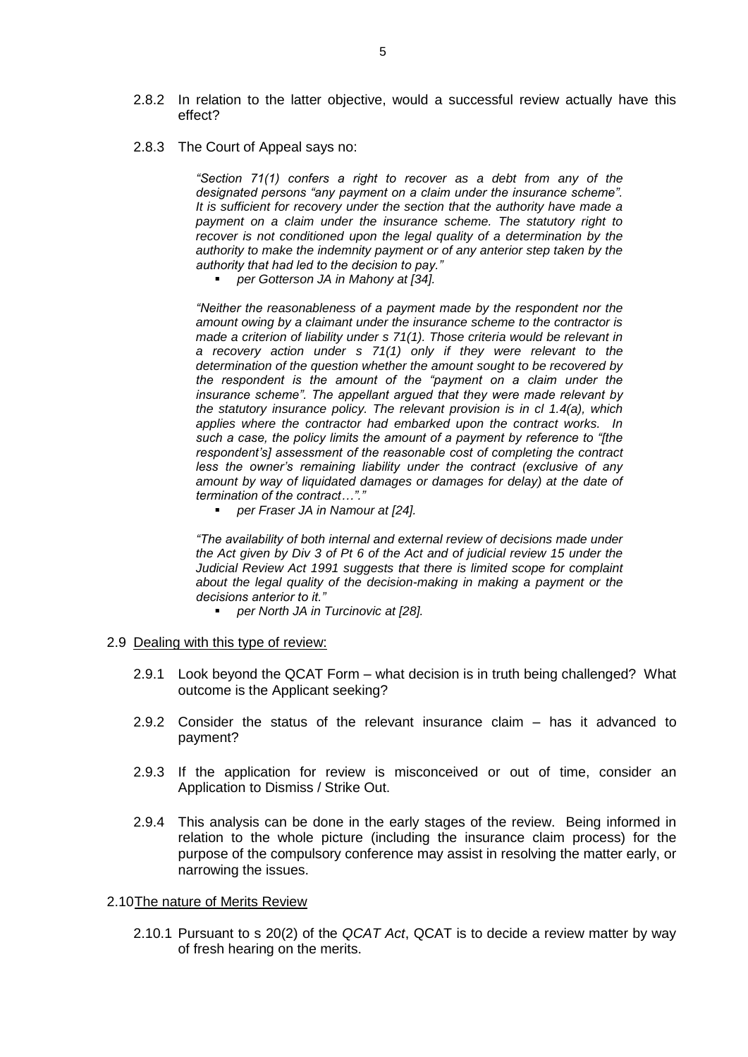2.8.2 In relation to the latter objective, would a successful review actually have this effect?

2.8.3 The Court of Appeal says no:

> *"Section 71(1) confers a right to recover as a debt from any of the designated persons "any payment on a claim under the insurance scheme". It is sufficient for recovery under the section that the authority have made a payment on a claim under the insurance scheme. The statutory right to recover is not conditioned upon the legal quality of a determination by the authority to make the indemnity payment or of any anterior step taken by the authority that had led to the decision to pay."*
>
> - *per Gotterson JA in Mahony at [34].*
>
> *"Neither the reasonableness of a payment made by the respondent nor the amount owing by a claimant under the insurance scheme to the contractor is made a criterion of liability under s 71(1). Those criteria would be relevant in a recovery action under s 71(1) only if they were relevant to the determination of the question whether the amount sought to be recovered by the respondent is the amount of the "payment on a claim under the insurance scheme". The appellant argued that they were made relevant by the statutory insurance policy. The relevant provision is in cl 1.4(a), which applies where the contractor had embarked upon the contract works. In such a case, the policy limits the amount of a payment by reference to "[the respondent's] assessment of the reasonable cost of completing the contract less the owner's remaining liability under the contract (exclusive of any amount by way of liquidated damages or damages for delay) at the date of termination of the contract…"."*
>
> - *per Fraser JA in Namour at [24].*
>
> *"The availability of both internal and external review of decisions made under the Act given by Div 3 of Pt 6 of the Act and of judicial review 15 under the Judicial Review Act 1991 suggests that there is limited scope for complaint about the legal quality of the decision-making in making a payment or the decisions anterior to it."*
>
> - *per North JA in Turcinovic at [28].*

2.9 Dealing with this type of review:

2.9.1 Look beyond the QCAT Form – what decision is in truth being challenged? What outcome is the Applicant seeking?

2.9.2 Consider the status of the relevant insurance claim – has it advanced to payment?

2.9.3 If the application for review is misconceived or out of time, consider an Application to Dismiss / Strike Out.

2.9.4 This analysis can be done in the early stages of the review. Being informed in relation to the whole picture (including the insurance claim process) for the purpose of the compulsory conference may assist in resolving the matter early, or narrowing the issues.

2.10 The nature of Merits Review

2.10.1 Pursuant to s 20(2) of the *QCAT Act*, QCAT is to decide a review matter by way of fresh hearing on the merits.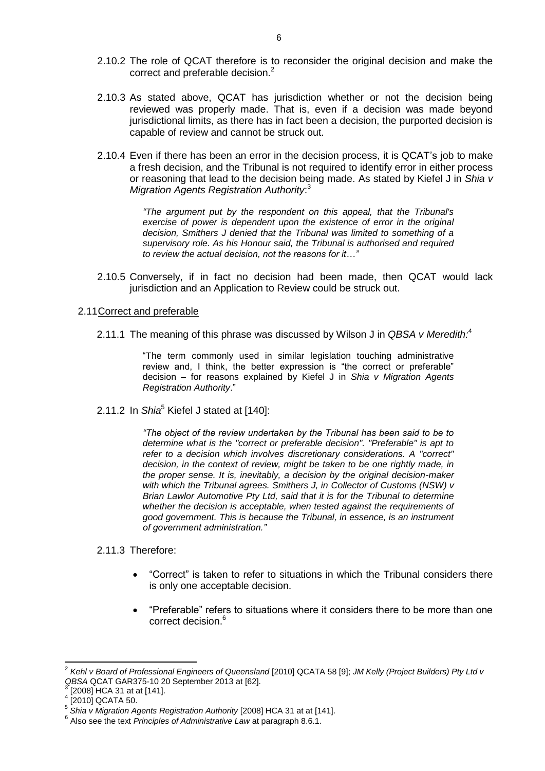2.10.2 The role of QCAT therefore is to reconsider the original decision and make the correct and preferable decision.[2]

2.10.3 As stated above, QCAT has jurisdiction whether or not the decision being reviewed was properly made. That is, even if a decision was made beyond jurisdictional limits, as there has in fact been a decision, the purported decision is capable of review and cannot be struck out.

2.10.4 Even if there has been an error in the decision process, it is QCAT's job to make a fresh decision, and the Tribunal is not required to identify error in either process or reasoning that lead to the decision being made. As stated by Kiefel J in *Shia v Migration Agents Registration Authority*:[3]

> *"The argument put by the respondent on this appeal, that the Tribunal's exercise of power is dependent upon the existence of error in the original decision, Smithers J denied that the Tribunal was limited to something of a supervisory role. As his Honour said, the Tribunal is authorised and required to review the actual decision, not the reasons for it…"*

2.10.5 Conversely, if in fact no decision had been made, then QCAT would lack jurisdiction and an Application to Review could be struck out.

2.11 Correct and preferable

2.11.1 The meaning of this phrase was discussed by Wilson J in *QBSA v Meredith:*[4]

> "The term commonly used in similar legislation touching administrative review and, I think, the better expression is "the correct or preferable" decision – for reasons explained by Kiefel J in *Shia v Migration Agents Registration Authority*."

2.11.2 In *Shia*[5] Kiefel J stated at [140]:

> *"The object of the review undertaken by the Tribunal has been said to be to determine what is the "correct or preferable decision". "Preferable" is apt to refer to a decision which involves discretionary considerations. A "correct" decision, in the context of review, might be taken to be one rightly made, in the proper sense. It is, inevitably, a decision by the original decision-maker with which the Tribunal agrees. Smithers J, in Collector of Customs (NSW) v Brian Lawlor Automotive Pty Ltd, said that it is for the Tribunal to determine whether the decision is acceptable, when tested against the requirements of good government. This is because the Tribunal, in essence, is an instrument of government administration."*

2.11.3 Therefore:

- "Correct" is taken to refer to situations in which the Tribunal considers there is only one acceptable decision.
- "Preferable" refers to situations where it considers there to be more than one correct decision.[6]

---

[2] *Kehl v Board of Professional Engineers of Queensland* [2010] QCATA 58 [9]; *JM Kelly (Project Builders) Pty Ltd v QBSA* QCAT GAR375-10 20 September 2013 at [62].

[3] [2008] HCA 31 at at [141].

[4] [2010] QCATA 50.

[5] *Shia v Migration Agents Registration Authority* [2008] HCA 31 at at [141].

[6] Also see the text *Principles of Administrative Law* at paragraph 8.6.1.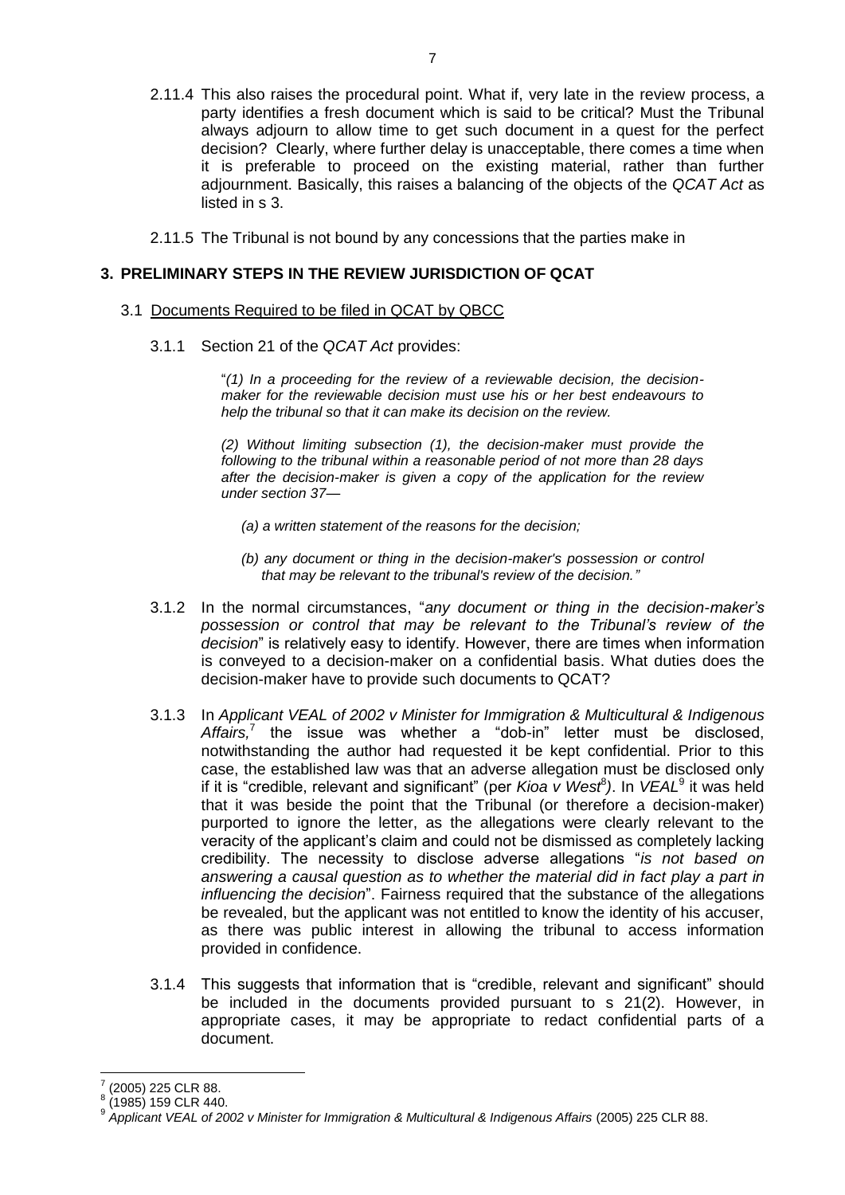2.11.4 This also raises the procedural point. What if, very late in the review process, a party identifies a fresh document which is said to be critical? Must the Tribunal always adjourn to allow time to get such document in a quest for the perfect decision? Clearly, where further delay is unacceptable, there comes a time when it is preferable to proceed on the existing material, rather than further adjournment. Basically, this raises a balancing of the objects of the *QCAT Act* as listed in s 3.

2.11.5 The Tribunal is not bound by any concessions that the parties make in

## 3. PRELIMINARY STEPS IN THE REVIEW JURISDICTION OF QCAT

### 3.1 Documents Required to be filed in QCAT by QBCC

3.1.1 Section 21 of the *QCAT Act* provides:

> "*(1) In a proceeding for the review of a reviewable decision, the decision-maker for the reviewable decision must use his or her best endeavours to help the tribunal so that it can make its decision on the review.*
>
> *(2) Without limiting subsection (1), the decision-maker must provide the following to the tribunal within a reasonable period of not more than 28 days after the decision-maker is given a copy of the application for the review under section 37—*
>
> *(a) a written statement of the reasons for the decision;*
>
> *(b) any document or thing in the decision-maker's possession or control that may be relevant to the tribunal's review of the decision.*"

3.1.2 In the normal circumstances, "*any document or thing in the decision-maker's possession or control that may be relevant to the Tribunal's review of the decision*" is relatively easy to identify. However, there are times when information is conveyed to a decision-maker on a confidential basis. What duties does the decision-maker have to provide such documents to QCAT?

3.1.3 In *Applicant VEAL of 2002 v Minister for Immigration & Multicultural & Indigenous Affairs,*[7] the issue was whether a "dob-in" letter must be disclosed, notwithstanding the author had requested it be kept confidential. Prior to this case, the established law was that an adverse allegation must be disclosed only if it is "credible, relevant and significant" (per *Kioa v West*[8]). In *VEAL*[9] it was held that it was beside the point that the Tribunal (or therefore a decision-maker) purported to ignore the letter, as the allegations were clearly relevant to the veracity of the applicant's claim and could not be dismissed as completely lacking credibility. The necessity to disclose adverse allegations "*is not based on answering a causal question as to whether the material did in fact play a part in influencing the decision*". Fairness required that the substance of the allegations be revealed, but the applicant was not entitled to know the identity of his accuser, as there was public interest in allowing the tribunal to access information provided in confidence.

3.1.4 This suggests that information that is "credible, relevant and significant" should be included in the documents provided pursuant to s 21(2). However, in appropriate cases, it may be appropriate to redact confidential parts of a document.

---

[7] (2005) 225 CLR 88.

[8] (1985) 159 CLR 440.

[9] *Applicant VEAL of 2002 v Minister for Immigration & Multicultural & Indigenous Affairs* (2005) 225 CLR 88.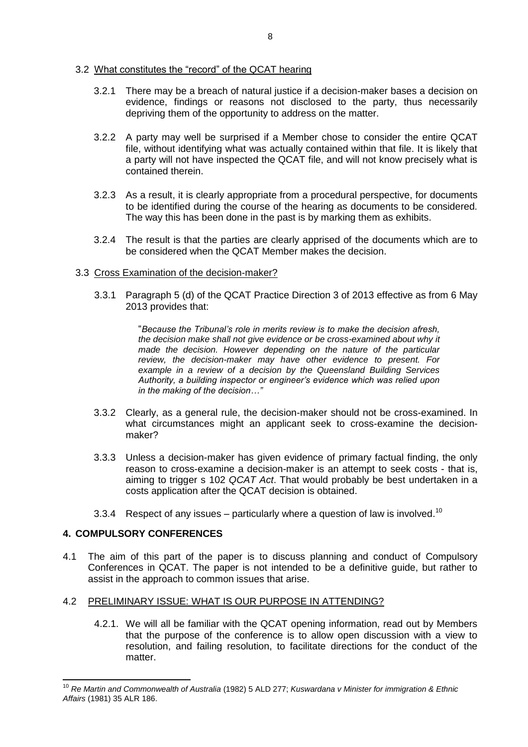3.2 What constitutes the "record" of the QCAT hearing

3.2.1 There may be a breach of natural justice if a decision-maker bases a decision on evidence, findings or reasons not disclosed to the party, thus necessarily depriving them of the opportunity to address on the matter.

3.2.2 A party may well be surprised if a Member chose to consider the entire QCAT file, without identifying what was actually contained within that file. It is likely that a party will not have inspected the QCAT file, and will not know precisely what is contained therein.

3.2.3 As a result, it is clearly appropriate from a procedural perspective, for documents to be identified during the course of the hearing as documents to be considered. The way this has been done in the past is by marking them as exhibits.

3.2.4 The result is that the parties are clearly apprised of the documents which are to be considered when the QCAT Member makes the decision.

3.3 Cross Examination of the decision-maker?

3.3.1 Paragraph 5 (d) of the QCAT Practice Direction 3 of 2013 effective as from 6 May 2013 provides that:

> "*Because the Tribunal's role in merits review is to make the decision afresh, the decision make shall not give evidence or be cross-examined about why it made the decision. However depending on the nature of the particular review, the decision-maker may have other evidence to present. For example in a review of a decision by the Queensland Building Services Authority, a building inspector or engineer's evidence which was relied upon in the making of the decision…"*

3.3.2 Clearly, as a general rule, the decision-maker should not be cross-examined. In what circumstances might an applicant seek to cross-examine the decision-maker?

3.3.3 Unless a decision-maker has given evidence of primary factual finding, the only reason to cross-examine a decision-maker is an attempt to seek costs - that is, aiming to trigger s 102 *QCAT Act*. That would probably be best undertaken in a costs application after the QCAT decision is obtained.

3.3.4 Respect of any issues – particularly where a question of law is involved.[10]

## 4. COMPULSORY CONFERENCES

4.1 The aim of this part of the paper is to discuss planning and conduct of Compulsory Conferences in QCAT. The paper is not intended to be a definitive guide, but rather to assist in the approach to common issues that arise.

4.2 PRELIMINARY ISSUE: WHAT IS OUR PURPOSE IN ATTENDING?

4.2.1. We will all be familiar with the QCAT opening information, read out by Members that the purpose of the conference is to allow open discussion with a view to resolution, and failing resolution, to facilitate directions for the conduct of the matter.

---

[10] *Re Martin and Commonwealth of Australia* (1982) 5 ALD 277; *Kuswardana v Minister for immigration & Ethnic Affairs* (1981) 35 ALR 186.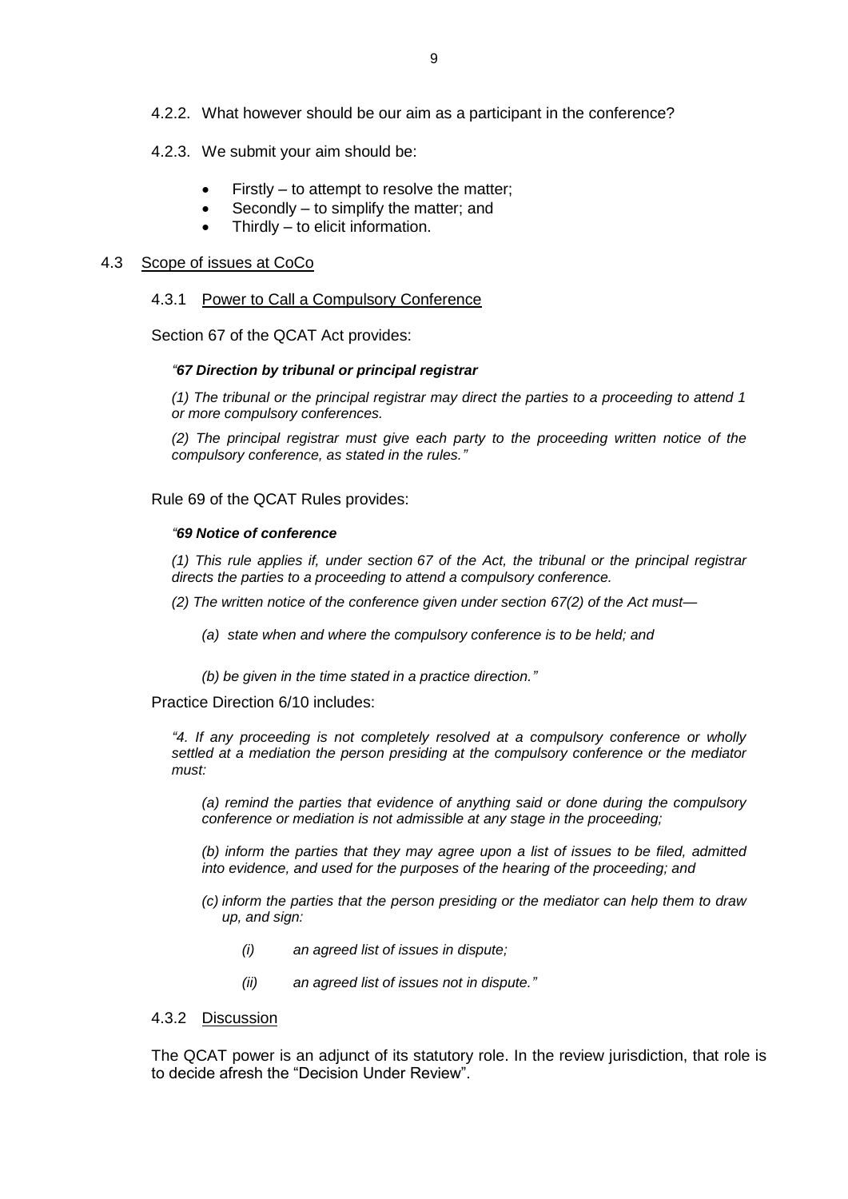4.2.2. What however should be our aim as a participant in the conference?

4.2.3. We submit your aim should be:

- Firstly – to attempt to resolve the matter;
- Secondly – to simplify the matter; and
- Thirdly – to elicit information.

## 4.3 Scope of issues at CoCo

### 4.3.1 Power to Call a Compulsory Conference

Section 67 of the QCAT Act provides:

> *"**67 Direction by tribunal or principal registrar***
>
> *(1) The tribunal or the principal registrar may direct the parties to a proceeding to attend 1 or more compulsory conferences.*
>
> *(2) The principal registrar must give each party to the proceeding written notice of the compulsory conference, as stated in the rules."*

Rule 69 of the QCAT Rules provides:

> *"**69 Notice of conference***
>
> *(1) This rule applies if, under section 67 of the Act, the tribunal or the principal registrar directs the parties to a proceeding to attend a compulsory conference.*
>
> *(2) The written notice of the conference given under section 67(2) of the Act must—*
>
> *(a) state when and where the compulsory conference is to be held; and*
>
> *(b) be given in the time stated in a practice direction."*

Practice Direction 6/10 includes:

> *"4. If any proceeding is not completely resolved at a compulsory conference or wholly settled at a mediation the person presiding at the compulsory conference or the mediator must:*
>
> *(a) remind the parties that evidence of anything said or done during the compulsory conference or mediation is not admissible at any stage in the proceeding;*
>
> *(b) inform the parties that they may agree upon a list of issues to be filed, admitted into evidence, and used for the purposes of the hearing of the proceeding; and*
>
> *(c) inform the parties that the person presiding or the mediator can help them to draw up, and sign:*
>
> *(i) an agreed list of issues in dispute;*
>
> *(ii) an agreed list of issues not in dispute."*

### 4.3.2 Discussion

The QCAT power is an adjunct of its statutory role. In the review jurisdiction, that role is to decide afresh the "Decision Under Review".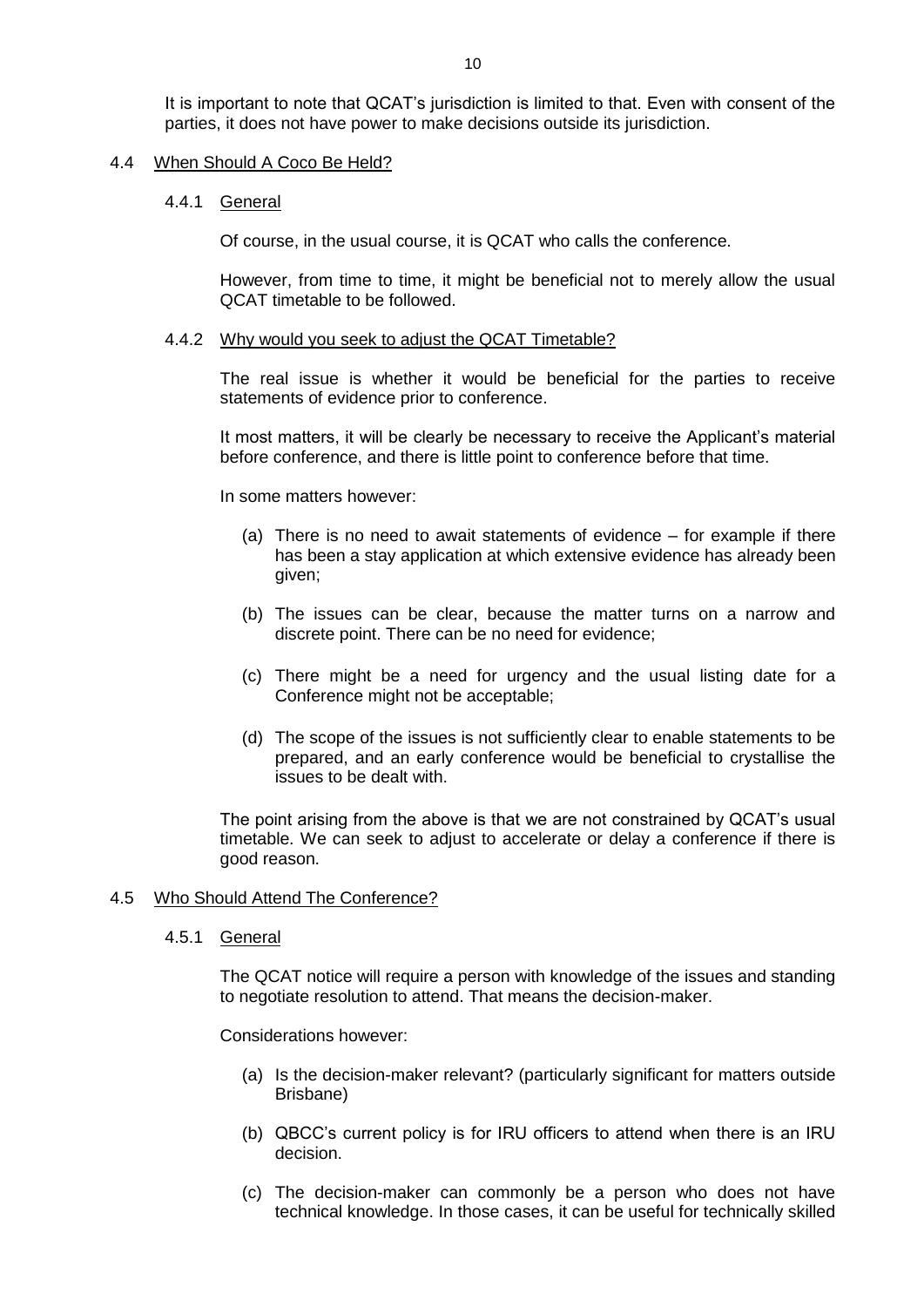It is important to note that QCAT's jurisdiction is limited to that. Even with consent of the parties, it does not have power to make decisions outside its jurisdiction.

## 4.4 When Should A Coco Be Held?

### 4.4.1 General

Of course, in the usual course, it is QCAT who calls the conference.

However, from time to time, it might be beneficial not to merely allow the usual QCAT timetable to be followed.

### 4.4.2 Why would you seek to adjust the QCAT Timetable?

The real issue is whether it would be beneficial for the parties to receive statements of evidence prior to conference.

It most matters, it will be clearly be necessary to receive the Applicant's material before conference, and there is little point to conference before that time.

In some matters however:

(a) There is no need to await statements of evidence – for example if there has been a stay application at which extensive evidence has already been given;

(b) The issues can be clear, because the matter turns on a narrow and discrete point. There can be no need for evidence;

(c) There might be a need for urgency and the usual listing date for a Conference might not be acceptable;

(d) The scope of the issues is not sufficiently clear to enable statements to be prepared, and an early conference would be beneficial to crystallise the issues to be dealt with.

The point arising from the above is that we are not constrained by QCAT's usual timetable. We can seek to adjust to accelerate or delay a conference if there is good reason.

## 4.5 Who Should Attend The Conference?

### 4.5.1 General

The QCAT notice will require a person with knowledge of the issues and standing to negotiate resolution to attend. That means the decision-maker.

Considerations however:

(a) Is the decision-maker relevant? (particularly significant for matters outside Brisbane)

(b) QBCC's current policy is for IRU officers to attend when there is an IRU decision.

(c) The decision-maker can commonly be a person who does not have technical knowledge. In those cases, it can be useful for technically skilled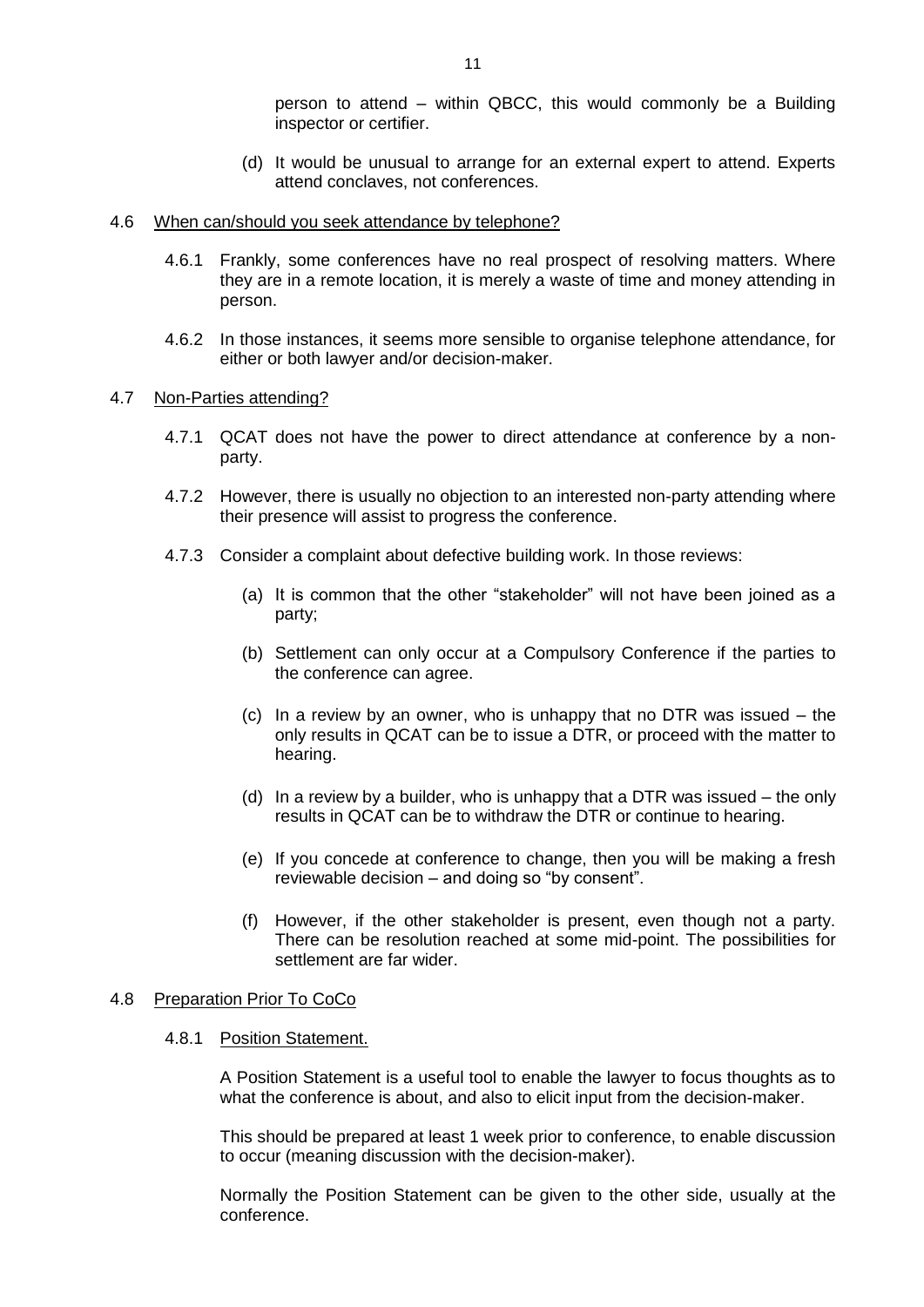person to attend – within QBCC, this would commonly be a Building inspector or certifier.

(d) It would be unusual to arrange for an external expert to attend. Experts attend conclaves, not conferences.

4.6 <u>When can/should you seek attendance by telephone?</u>

4.6.1 Frankly, some conferences have no real prospect of resolving matters. Where they are in a remote location, it is merely a waste of time and money attending in person.

4.6.2 In those instances, it seems more sensible to organise telephone attendance, for either or both lawyer and/or decision-maker.

4.7 <u>Non-Parties attending?</u>

4.7.1 QCAT does not have the power to direct attendance at conference by a non-party.

4.7.2 However, there is usually no objection to an interested non-party attending where their presence will assist to progress the conference.

4.7.3 Consider a complaint about defective building work. In those reviews:

(a) It is common that the other "stakeholder" will not have been joined as a party;

(b) Settlement can only occur at a Compulsory Conference if the parties to the conference can agree.

(c) In a review by an owner, who is unhappy that no DTR was issued – the only results in QCAT can be to issue a DTR, or proceed with the matter to hearing.

(d) In a review by a builder, who is unhappy that a DTR was issued – the only results in QCAT can be to withdraw the DTR or continue to hearing.

(e) If you concede at conference to change, then you will be making a fresh reviewable decision – and doing so "by consent".

(f) However, if the other stakeholder is present, even though not a party. There can be resolution reached at some mid-point. The possibilities for settlement are far wider.

4.8 <u>Preparation Prior To CoCo</u>

4.8.1 <u>Position Statement.</u>

A Position Statement is a useful tool to enable the lawyer to focus thoughts as to what the conference is about, and also to elicit input from the decision-maker.

This should be prepared at least 1 week prior to conference, to enable discussion to occur (meaning discussion with the decision-maker).

Normally the Position Statement can be given to the other side, usually at the conference.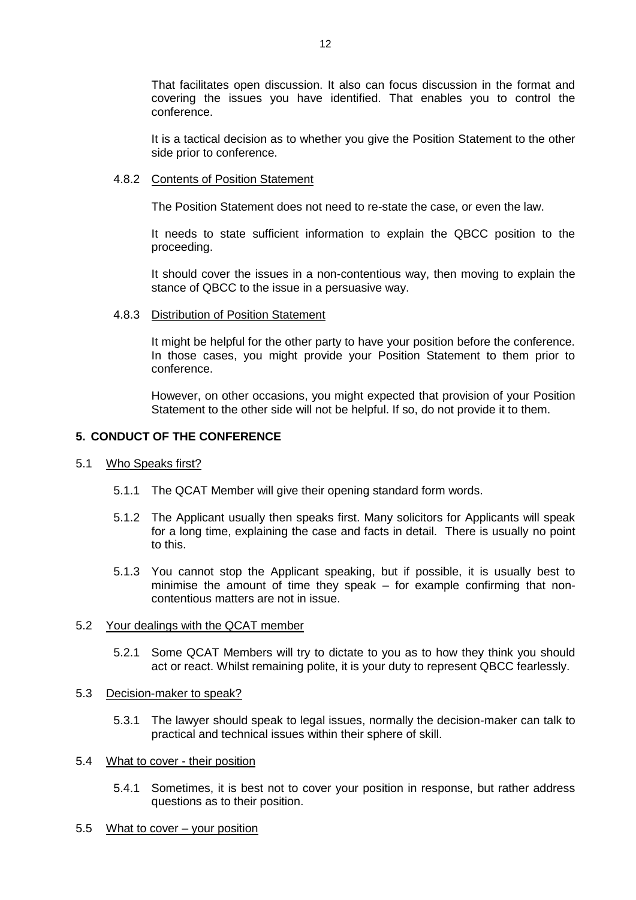That facilitates open discussion. It also can focus discussion in the format and covering the issues you have identified. That enables you to control the conference.

It is a tactical decision as to whether you give the Position Statement to the other side prior to conference.

4.8.2 Contents of Position Statement

The Position Statement does not need to re-state the case, or even the law.

It needs to state sufficient information to explain the QBCC position to the proceeding.

It should cover the issues in a non-contentious way, then moving to explain the stance of QBCC to the issue in a persuasive way.

4.8.3 Distribution of Position Statement

It might be helpful for the other party to have your position before the conference. In those cases, you might provide your Position Statement to them prior to conference.

However, on other occasions, you might expected that provision of your Position Statement to the other side will not be helpful. If so, do not provide it to them.

## 5. CONDUCT OF THE CONFERENCE

5.1 Who Speaks first?

5.1.1 The QCAT Member will give their opening standard form words.

5.1.2 The Applicant usually then speaks first. Many solicitors for Applicants will speak for a long time, explaining the case and facts in detail. There is usually no point to this.

5.1.3 You cannot stop the Applicant speaking, but if possible, it is usually best to minimise the amount of time they speak – for example confirming that non-contentious matters are not in issue.

5.2 Your dealings with the QCAT member

5.2.1 Some QCAT Members will try to dictate to you as to how they think you should act or react. Whilst remaining polite, it is your duty to represent QBCC fearlessly.

5.3 Decision-maker to speak?

5.3.1 The lawyer should speak to legal issues, normally the decision-maker can talk to practical and technical issues within their sphere of skill.

5.4 What to cover - their position

5.4.1 Sometimes, it is best not to cover your position in response, but rather address questions as to their position.

5.5 What to cover – your position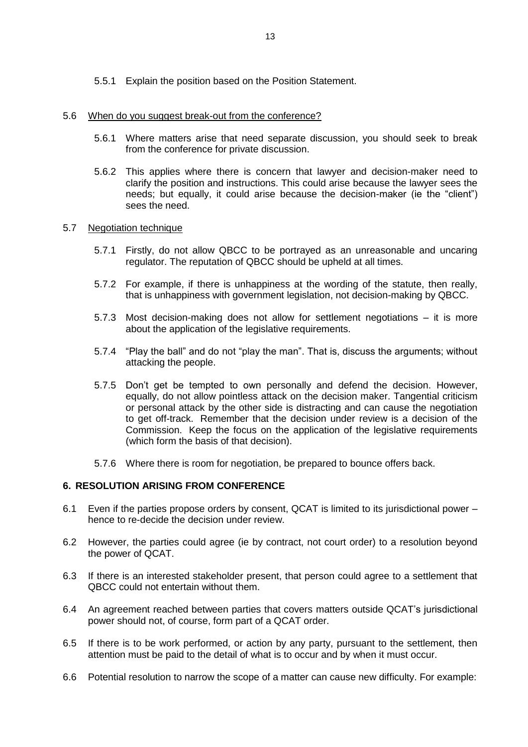5.5.1 Explain the position based on the Position Statement.

5.6 <u>When do you suggest break-out from the conference?</u>

5.6.1 Where matters arise that need separate discussion, you should seek to break from the conference for private discussion.

5.6.2 This applies where there is concern that lawyer and decision-maker need to clarify the position and instructions. This could arise because the lawyer sees the needs; but equally, it could arise because the decision-maker (ie the "client") sees the need.

5.7 <u>Negotiation technique</u>

5.7.1 Firstly, do not allow QBCC to be portrayed as an unreasonable and uncaring regulator. The reputation of QBCC should be upheld at all times.

5.7.2 For example, if there is unhappiness at the wording of the statute, then really, that is unhappiness with government legislation, not decision-making by QBCC.

5.7.3 Most decision-making does not allow for settlement negotiations – it is more about the application of the legislative requirements.

5.7.4 "Play the ball" and do not "play the man". That is, discuss the arguments; without attacking the people.

5.7.5 Don't get be tempted to own personally and defend the decision. However, equally, do not allow pointless attack on the decision maker. Tangential criticism or personal attack by the other side is distracting and can cause the negotiation to get off-track. Remember that the decision under review is a decision of the Commission. Keep the focus on the application of the legislative requirements (which form the basis of that decision).

5.7.6 Where there is room for negotiation, be prepared to bounce offers back.

## 6. RESOLUTION ARISING FROM CONFERENCE

6.1 Even if the parties propose orders by consent, QCAT is limited to its jurisdictional power – hence to re-decide the decision under review.

6.2 However, the parties could agree (ie by contract, not court order) to a resolution beyond the power of QCAT.

6.3 If there is an interested stakeholder present, that person could agree to a settlement that QBCC could not entertain without them.

6.4 An agreement reached between parties that covers matters outside QCAT's jurisdictional power should not, of course, form part of a QCAT order.

6.5 If there is to be work performed, or action by any party, pursuant to the settlement, then attention must be paid to the detail of what is to occur and by when it must occur.

6.6 Potential resolution to narrow the scope of a matter can cause new difficulty. For example: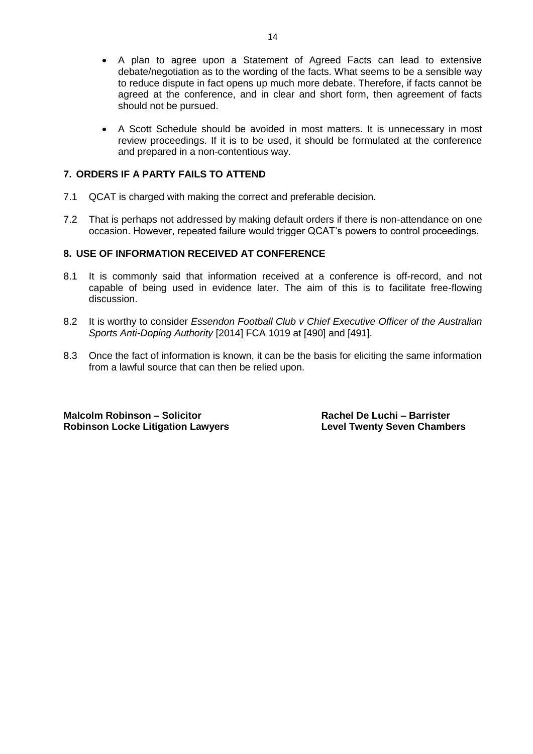- A plan to agree upon a Statement of Agreed Facts can lead to extensive debate/negotiation as to the wording of the facts. What seems to be a sensible way to reduce dispute in fact opens up much more debate. Therefore, if facts cannot be agreed at the conference, and in clear and short form, then agreement of facts should not be pursued.

- A Scott Schedule should be avoided in most matters. It is unnecessary in most review proceedings. If it is to be used, it should be formulated at the conference and prepared in a non-contentious way.

## 7. ORDERS IF A PARTY FAILS TO ATTEND

7.1 QCAT is charged with making the correct and preferable decision.

7.2 That is perhaps not addressed by making default orders if there is non-attendance on one occasion. However, repeated failure would trigger QCAT's powers to control proceedings.

## 8. USE OF INFORMATION RECEIVED AT CONFERENCE

8.1 It is commonly said that information received at a conference is off-record, and not capable of being used in evidence later. The aim of this is to facilitate free-flowing discussion.

8.2 It is worthy to consider *Essendon Football Club v Chief Executive Officer of the Australian Sports Anti-Doping Authority* [2014] FCA 1019 at [490] and [491].

8.3 Once the fact of information is known, it can be the basis for eliciting the same information from a lawful source that can then be relied upon.

**Malcolm Robinson – Solicitor**
**Robinson Locke Litigation Lawyers**

**Rachel De Luchi – Barrister**
**Level Twenty Seven Chambers**